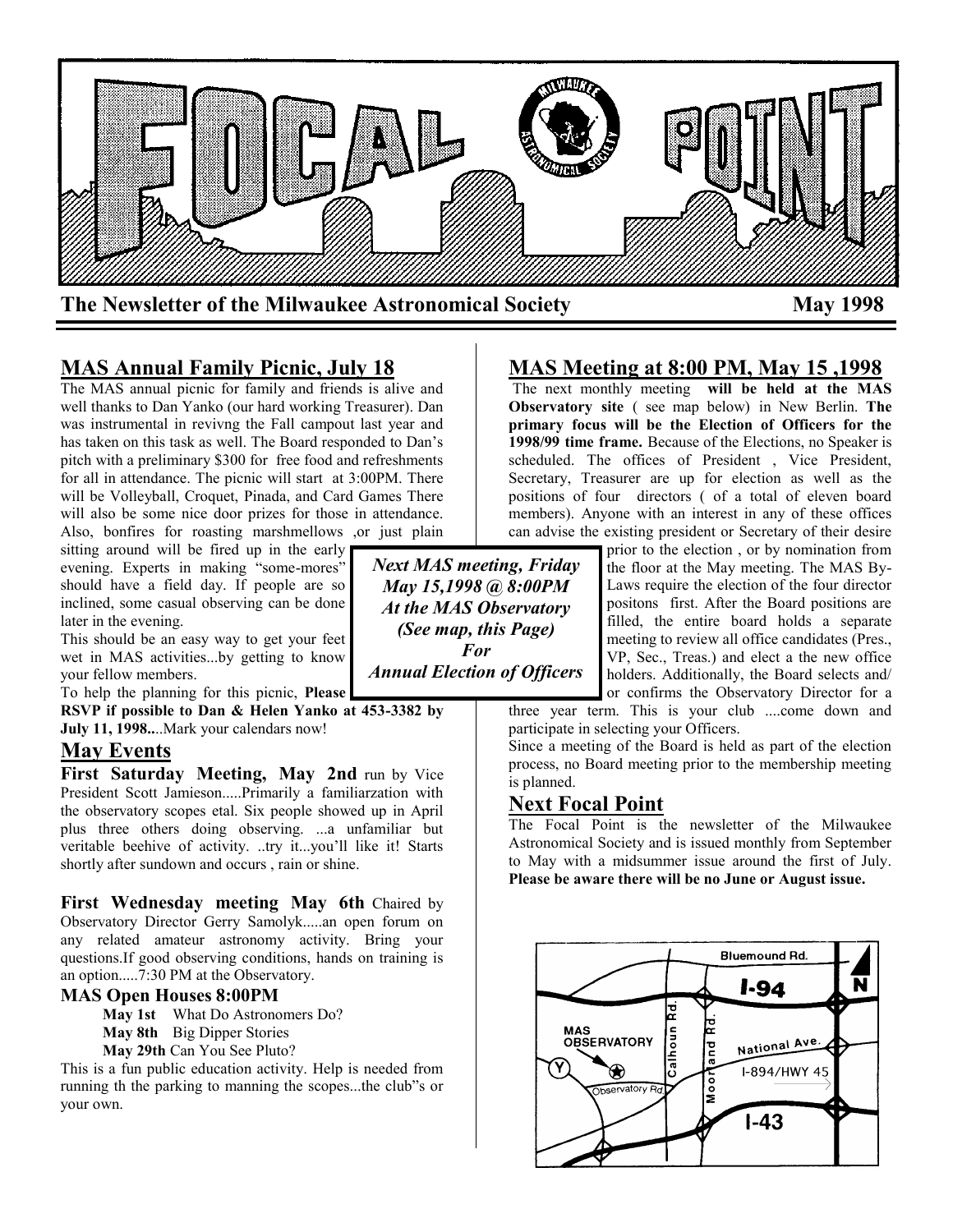# FOCAL POINT

**The Newsletter of the Milwaukee Astronomical Society** **May 1998**

## MAS Annual Family Picnic, July 18

The MAS annual picnic for family and friends is alive and well thanks to Dan Yanko (our hard working Treasurer). Dan was instrumental in revivng the Fall campout last year and has taken on this task as well. The Board responded to Dan's pitch with a preliminary $300 for free food and refreshments for all in attendance. The picnic will start at 3:00PM. There will be Volleyball, Croquet, Pinada, and Card Games There will also be some nice door prizes for those in attendance. Also, bonfires for roasting marshmellows ,or just plain sitting around will be fired up in the early evening. Experts in making "some-mores" should have a field day. If people are so inclined, some casual observing can be done later in the evening.

This should be an easy way to get your feet wet in MAS activities...by getting to know your fellow members.

To help the planning for this picnic, **Please RSVP if possible to Dan & Helen Yanko at 453-3382 by July 11, 1998.**..Mark your calendars now!

## May Events

**First Saturday Meeting, May 2nd** run by Vice President Scott Jamieson.....Primarily a familiarzation with the observatory scopes etal. Six people showed up in April plus three others doing observing. ...a unfamiliar but veritable beehive of activity. ..try it...you'll like it! Starts shortly after sundown and occurs , rain or shine.

**First Wednesday meeting May 6th** Chaired by Observatory Director Gerry Samolyk.....an open forum on any related amateur astronomy activity. Bring your questions.If good observing conditions, hands on training is an option.....7:30 PM at the Observatory.

### MAS Open Houses 8:00PM

**May 1st** What Do Astronomers Do?
**May 8th** Big Dipper Stories
**May 29th** Can You See Pluto?

This is a fun public education activity. Help is needed from running th the parking to manning the scopes...the club"s or your own.

***Next MAS meeting, Friday May 15,1998 @ 8:00PM At the MAS Observatory (See map, this Page) For Annual Election of Officers***

## MAS Meeting at 8:00 PM, May 15 ,1998

The next monthly meeting **will be held at the MAS Observatory site** ( see map below) in New Berlin. **The primary focus will be the Election of Officers for the 1998/99 time frame.** Because of the Elections, no Speaker is scheduled. The offices of President , Vice President, Secretary, Treasurer are up for election as well as the positions of four directors ( of a total of eleven board members). Anyone with an interest in any of these offices can advise the existing president or Secretary of their desire prior to the election , or by nomination from the floor at the May meeting. The MAS By-Laws require the election of the four director positons first. After the Board positions are filled, the entire board holds a separate meeting to review all office candidates (Pres., VP, Sec., Treas.) and elect a the new office holders. Additionally, the Board selects and/ or confirms the Observatory Director for a three year term. This is your club ....come down and participate in selecting your Officers.

Since a meeting of the Board is held as part of the election process, no Board meeting prior to the membership meeting is planned.

## Next Focal Point

The Focal Point is the newsletter of the Milwaukee Astronomical Society and is issued monthly from September to May with a midsummer issue around the first of July. **Please be aware there will be no June or August issue.**

Bluemound Rd. | I-94 | N | MAS OBSERVATORY | Y | Observatory Rd. | Calhoun Rd. | Moorland Rd. | National Ave. | I-894/HWY 45 | I-43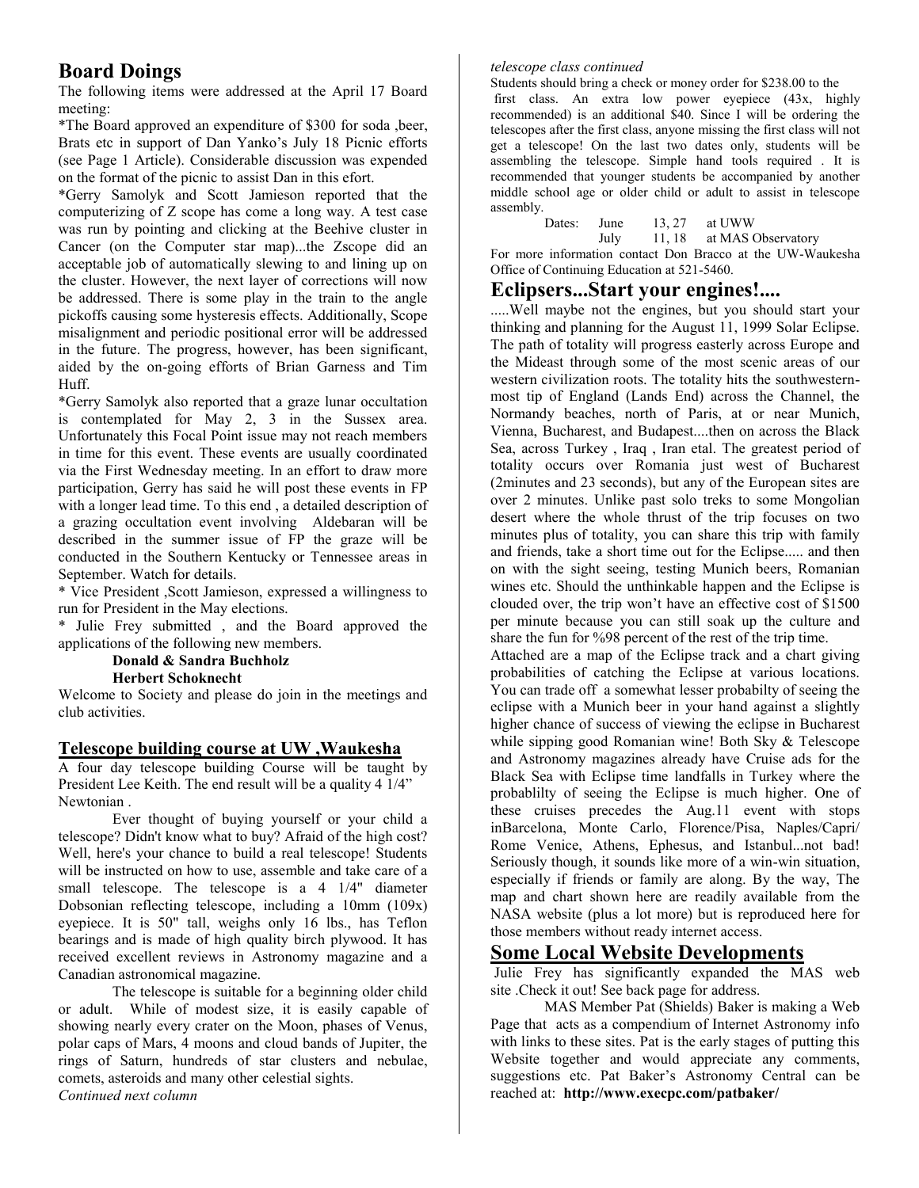## Board Doings

The following items were addressed at the April 17 Board meeting:

*The Board approved an expenditure of $300 for soda ,beer, Brats etc in support of Dan Yanko's July 18 Picnic efforts (see Page 1 Article). Considerable discussion was expended on the format of the picnic to assist Dan in this efort.

*Gerry Samolyk and Scott Jamieson reported that the computerizing of Z scope has come a long way. A test case was run by pointing and clicking at the Beehive cluster in Cancer (on the Computer star map)...the Zscope did an acceptable job of automatically slewing to and lining up on the cluster. However, the next layer of corrections will now be addressed. There is some play in the train to the angle pickoffs causing some hysteresis effects. Additionally, Scope misalignment and periodic positional error will be addressed in the future. The progress, however, has been significant, aided by the on-going efforts of Brian Garness and Tim Huff.

*Gerry Samolyk also reported that a graze lunar occultation is contemplated for May 2, 3 in the Sussex area. Unfortunately this Focal Point issue may not reach members in time for this event. These events are usually coordinated via the First Wednesday meeting. In an effort to draw more participation, Gerry has said he will post these events in FP with a longer lead time. To this end , a detailed description of a grazing occultation event involving Aldebaran will be described in the summer issue of FP the graze will be conducted in the Southern Kentucky or Tennessee areas in September. Watch for details.

* Vice President ,Scott Jamieson, expressed a willingness to run for President in the May elections.

* Julie Frey submitted , and the Board approved the applications of the following new members.

**Donald & Sandra Buchholz**
**Herbert Schoknecht**

Welcome to Society and please do join in the meetings and club activities.

## Telescope building course at UW ,Waukesha

A four day telescope building Course will be taught by President Lee Keith. The end result will be a quality 4 1/4" Newtonian .

Ever thought of buying yourself or your child a telescope? Didn't know what to buy? Afraid of the high cost? Well, here's your chance to build a real telescope! Students will be instructed on how to use, assemble and take care of a small telescope. The telescope is a 4 1/4" diameter Dobsonian reflecting telescope, including a 10mm (109x) eyepiece. It is 50" tall, weighs only 16 lbs., has Teflon bearings and is made of high quality birch plywood. It has received excellent reviews in Astronomy magazine and a Canadian astronomical magazine.

The telescope is suitable for a beginning older child or adult. While of modest size, it is easily capable of showing nearly every crater on the Moon, phases of Venus, polar caps of Mars, 4 moons and cloud bands of Jupiter, the rings of Saturn, hundreds of star clusters and nebulae, comets, asteroids and many other celestial sights.

*Continued next column*

*telescope class continued*

Students should bring a check or money order for $238.00 to the first class. An extra low power eyepiece (43x, highly recommended) is an additional $40. Since I will be ordering the telescopes after the first class, anyone missing the first class will not get a telescope! On the last two dates only, students will be assembling the telescope. Simple hand tools required . It is recommended that younger students be accompanied by another middle school age or older child or adult to assist in telescope assembly.

Dates: June 13, 27 at UWW
July 11, 18 at MAS Observatory

For more information contact Don Bracco at the UW-Waukesha Office of Continuing Education at 521-5460.

## Eclipsers...Start your engines!....

.....Well maybe not the engines, but you should start your thinking and planning for the August 11, 1999 Solar Eclipse. The path of totality will progress easterly across Europe and the Mideast through some of the most scenic areas of our western civilization roots. The totality hits the southwestern-most tip of England (Lands End) across the Channel, the Normandy beaches, north of Paris, at or near Munich, Vienna, Bucharest, and Budapest....then on across the Black Sea, across Turkey , Iraq , Iran etal. The greatest period of totality occurs over Romania just west of Bucharest (2minutes and 23 seconds), but any of the European sites are over 2 minutes. Unlike past solo treks to some Mongolian desert where the whole thrust of the trip focuses on two minutes plus of totality, you can share this trip with family and friends, take a short time out for the Eclipse..... and then on with the sight seeing, testing Munich beers, Romanian wines etc. Should the unthinkable happen and the Eclipse is clouded over, the trip won't have an effective cost of $1500 per minute because you can still soak up the culture and share the fun for %98 percent of the rest of the trip time.

Attached are a map of the Eclipse track and a chart giving probabilities of catching the Eclipse at various locations. You can trade off a somewhat lesser probabilty of seeing the eclipse with a Munich beer in your hand against a slightly higher chance of success of viewing the eclipse in Bucharest while sipping good Romanian wine! Both Sky & Telescope and Astronomy magazines already have Cruise ads for the Black Sea with Eclipse time landfalls in Turkey where the probablilty of seeing the Eclipse is much higher. One of these cruises precedes the Aug.11 event with stops inBarcelona, Monte Carlo, Florence/Pisa, Naples/Capri/ Rome Venice, Athens, Ephesus, and Istanbul...not bad! Seriously though, it sounds like more of a win-win situation, especially if friends or family are along. By the way, The map and chart shown here are readily available from the NASA website (plus a lot more) but is reproduced here for those members without ready internet access.

## Some Local Website Developments

Julie Frey has significantly expanded the MAS web site .Check it out! See back page for address.

MAS Member Pat (Shields) Baker is making a Web Page that acts as a compendium of Internet Astronomy info with links to these sites. Pat is the early stages of putting this Website together and would appreciate any comments, suggestions etc. Pat Baker's Astronomy Central can be reached at: **http://www.execpc.com/patbaker/**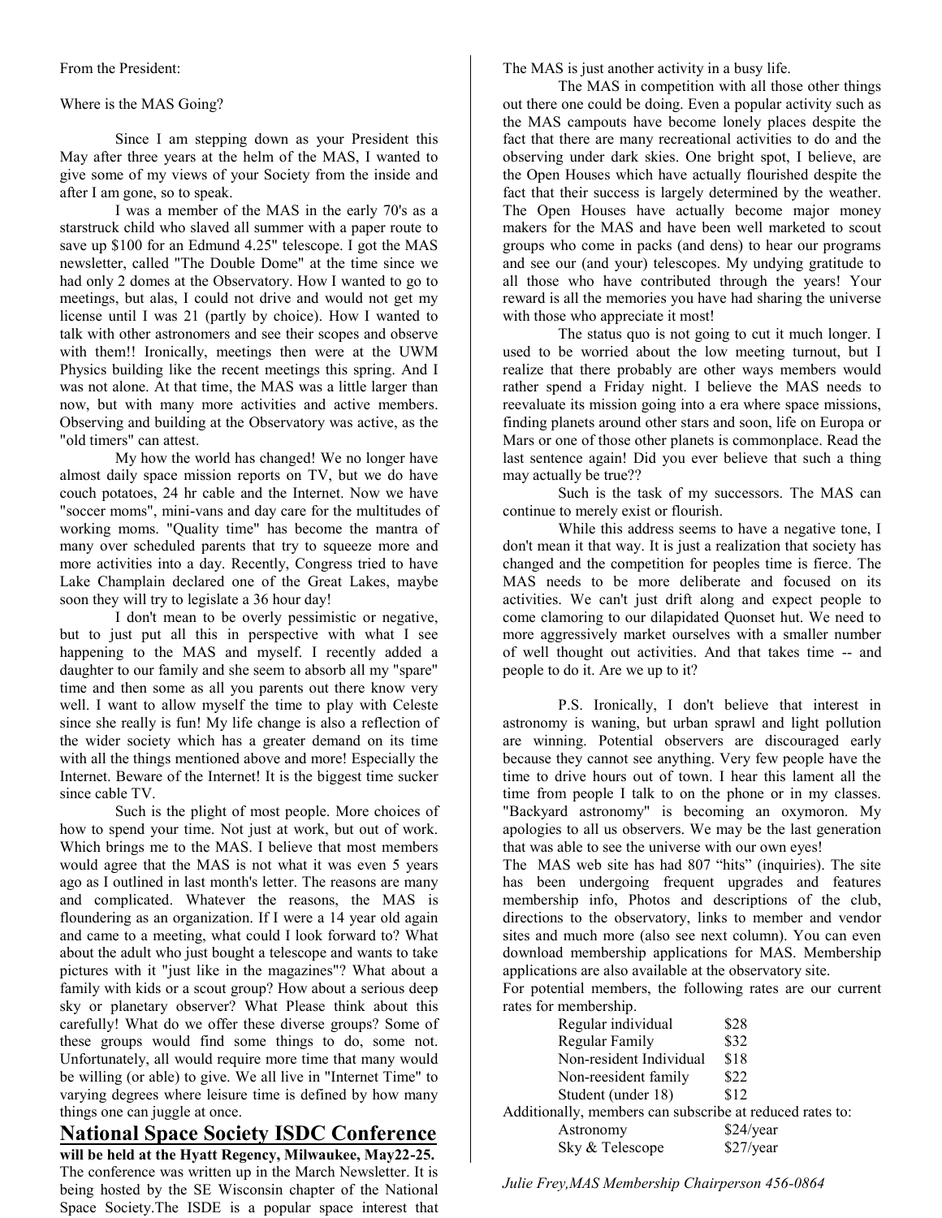From the President:

Where is the MAS Going?

Since I am stepping down as your President this May after three years at the helm of the MAS, I wanted to give some of my views of your Society from the inside and after I am gone, so to speak.

I was a member of the MAS in the early 70's as a starstruck child who slaved all summer with a paper route to save up $100 for an Edmund 4.25" telescope. I got the MAS newsletter, called "The Double Dome" at the time since we had only 2 domes at the Observatory. How I wanted to go to meetings, but alas, I could not drive and would not get my license until I was 21 (partly by choice). How I wanted to talk with other astronomers and see their scopes and observe with them!! Ironically, meetings then were at the UWM Physics building like the recent meetings this spring. And I was not alone. At that time, the MAS was a little larger than now, but with many more activities and active members. Observing and building at the Observatory was active, as the "old timers" can attest.

My how the world has changed! We no longer have almost daily space mission reports on TV, but we do have couch potatoes, 24 hr cable and the Internet. Now we have "soccer moms", mini-vans and day care for the multitudes of working moms. "Quality time" has become the mantra of many over scheduled parents that try to squeeze more and more activities into a day. Recently, Congress tried to have Lake Champlain declared one of the Great Lakes, maybe soon they will try to legislate a 36 hour day!

I don't mean to be overly pessimistic or negative, but to just put all this in perspective with what I see happening to the MAS and myself. I recently added a daughter to our family and she seem to absorb all my "spare" time and then some as all you parents out there know very well. I want to allow myself the time to play with Celeste since she really is fun! My life change is also a reflection of the wider society which has a greater demand on its time with all the things mentioned above and more! Especially the Internet. Beware of the Internet! It is the biggest time sucker since cable TV.

Such is the plight of most people. More choices of how to spend your time. Not just at work, but out of work. Which brings me to the MAS. I believe that most members would agree that the MAS is not what it was even 5 years ago as I outlined in last month's letter. The reasons are many and complicated. Whatever the reasons, the MAS is floundering as an organization. If I were a 14 year old again and came to a meeting, what could I look forward to? What about the adult who just bought a telescope and wants to take pictures with it "just like in the magazines"? What about a family with kids or a scout group? How about a serious deep sky or planetary observer? What Please think about this carefully! What do we offer these diverse groups? Some of these groups would find some things to do, some not. Unfortunately, all would require more time that many would be willing (or able) to give. We all live in "Internet Time" to varying degrees where leisure time is defined by how many things one can juggle at once.

The MAS is just another activity in a busy life.

The MAS in competition with all those other things out there one could be doing. Even a popular activity such as the MAS campouts have become lonely places despite the fact that there are many recreational activities to do and the observing under dark skies. One bright spot, I believe, are the Open Houses which have actually flourished despite the fact that their success is largely determined by the weather. The Open Houses have actually become major money makers for the MAS and have been well marketed to scout groups who come in packs (and dens) to hear our programs and see our (and your) telescopes. My undying gratitude to all those who have contributed through the years! Your reward is all the memories you have had sharing the universe with those who appreciate it most!

The status quo is not going to cut it much longer. I used to be worried about the low meeting turnout, but I realize that there probably are other ways members would rather spend a Friday night. I believe the MAS needs to reevaluate its mission going into a era where space missions, finding planets around other stars and soon, life on Europa or Mars or one of those other planets is commonplace. Read the last sentence again! Did you ever believe that such a thing may actually be true??

Such is the task of my successors. The MAS can continue to merely exist or flourish.

While this address seems to have a negative tone, I don't mean it that way. It is just a realization that society has changed and the competition for peoples time is fierce. The MAS needs to be more deliberate and focused on its activities. We can't just drift along and expect people to come clamoring to our dilapidated Quonset hut. We need to more aggressively market ourselves with a smaller number of well thought out activities. And that takes time -- and people to do it. Are we up to it?

P.S. Ironically, I don't believe that interest in astronomy is waning, but urban sprawl and light pollution are winning. Potential observers are discouraged early because they cannot see anything. Very few people have the time to drive hours out of town. I hear this lament all the time from people I talk to on the phone or in my classes. "Backyard astronomy" is becoming an oxymoron. My apologies to all us observers. We may be the last generation that was able to see the universe with our own eyes!

The MAS web site has had 807 “hits” (inquiries). The site has been undergoing frequent upgrades and features membership info, Photos and descriptions of the club, directions to the observatory, links to member and vendor sites and much more (also see next column). You can even download membership applications for MAS. Membership applications are also available at the observatory site.

For potential members, the following rates are our current rates for membership.

| | |
|---|---|
| Regular individual | $28 |
| Regular Family | $32 |
| Non-resident Individual | $18 |
| Non-reesident family | $22 |
| Student (under 18) | $12 |

Additionally, members can subscribe at reduced rates to:

| | |
|---|---|
| Astronomy | $24/year |
| Sky & Telescope | $27/year |

*Julie Frey,MAS Membership Chairperson 456-0864*

## National Space Society ISDC Conference

**will be held at the Hyatt Regency, Milwaukee, May22-25.**

The conference was written up in the March Newsletter. It is being hosted by the SE Wisconsin chapter of the National Space Society.The ISDE is a popular space interest that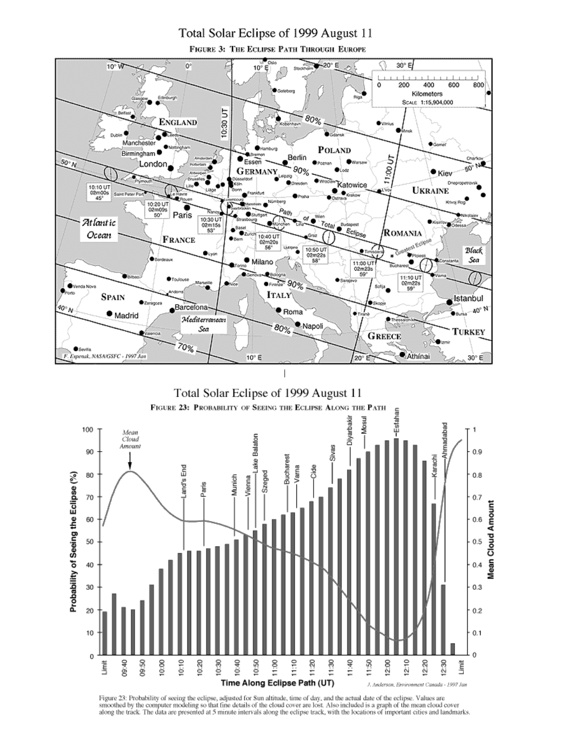# Total Solar Eclipse of 1999 August 11

**Figure 3: The Eclipse Path Through Europe**

# Total Solar Eclipse of 1999 August 11

**Figure 23: Probability of Seeing the Eclipse Along the Path**

Figure 23: Probability of seeing the eclipse, adjusted for Sun altitude, time of day, and the actual date of the eclipse. Values are smoothed by the computer modeling so that fine details of the cloud cover are lost. Also included is a graph of the mean cloud cover along the track. The data are presented at 5 minute intervals along the eclipse track, with the locations of important cities and landmarks.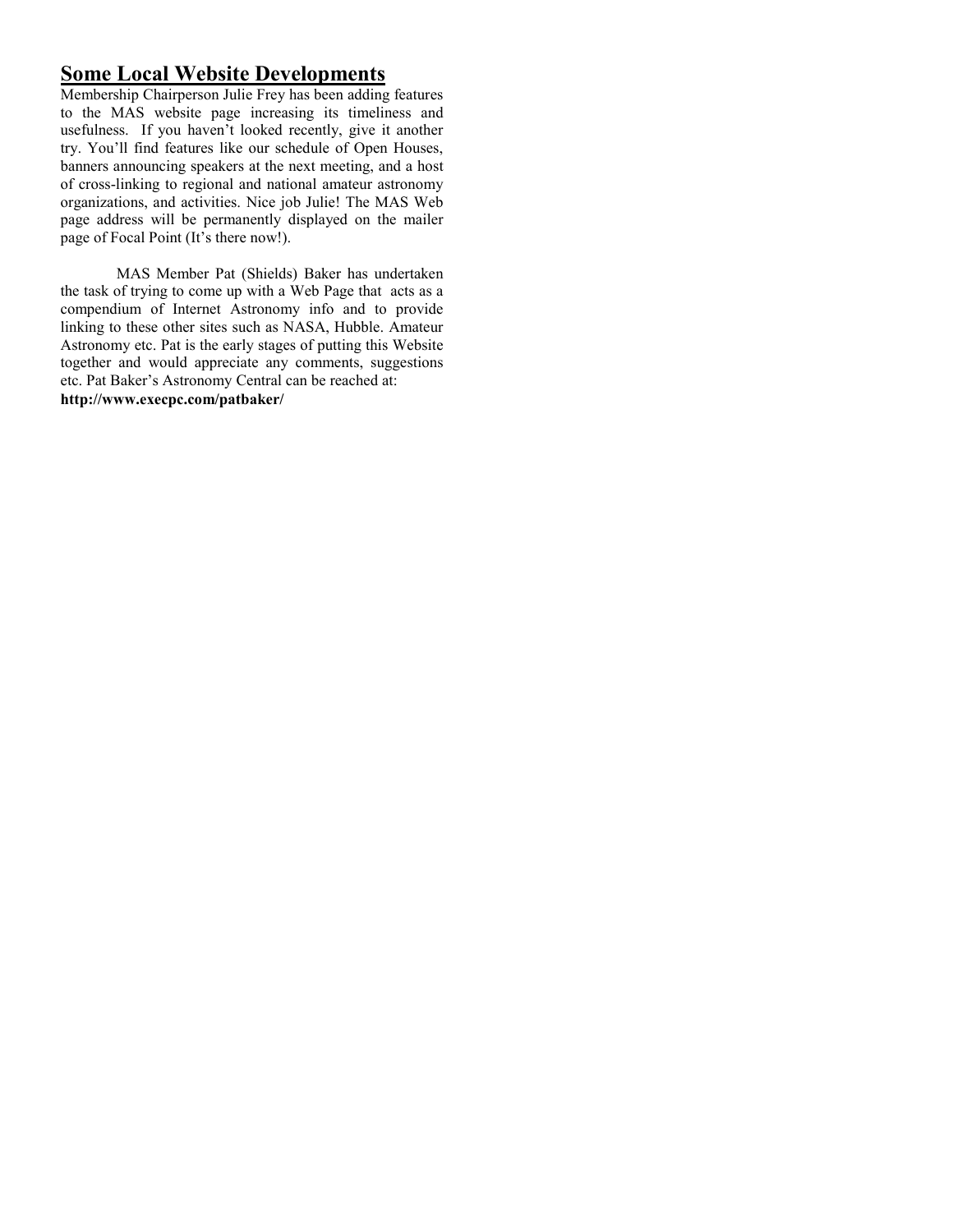## Some Local Website Developments

Membership Chairperson Julie Frey has been adding features to the MAS website page increasing its timeliness and usefulness. If you haven't looked recently, give it another try. You'll find features like our schedule of Open Houses, banners announcing speakers at the next meeting, and a host of cross-linking to regional and national amateur astronomy organizations, and activities. Nice job Julie! The MAS Web page address will be permanently displayed on the mailer page of Focal Point (It's there now!).

MAS Member Pat (Shields) Baker has undertaken the task of trying to come up with a Web Page that acts as a compendium of Internet Astronomy info and to provide linking to these other sites such as NASA, Hubble. Amateur Astronomy etc. Pat is the early stages of putting this Website together and would appreciate any comments, suggestions etc. Pat Baker's Astronomy Central can be reached at:
**http://www.execpc.com/patbaker/**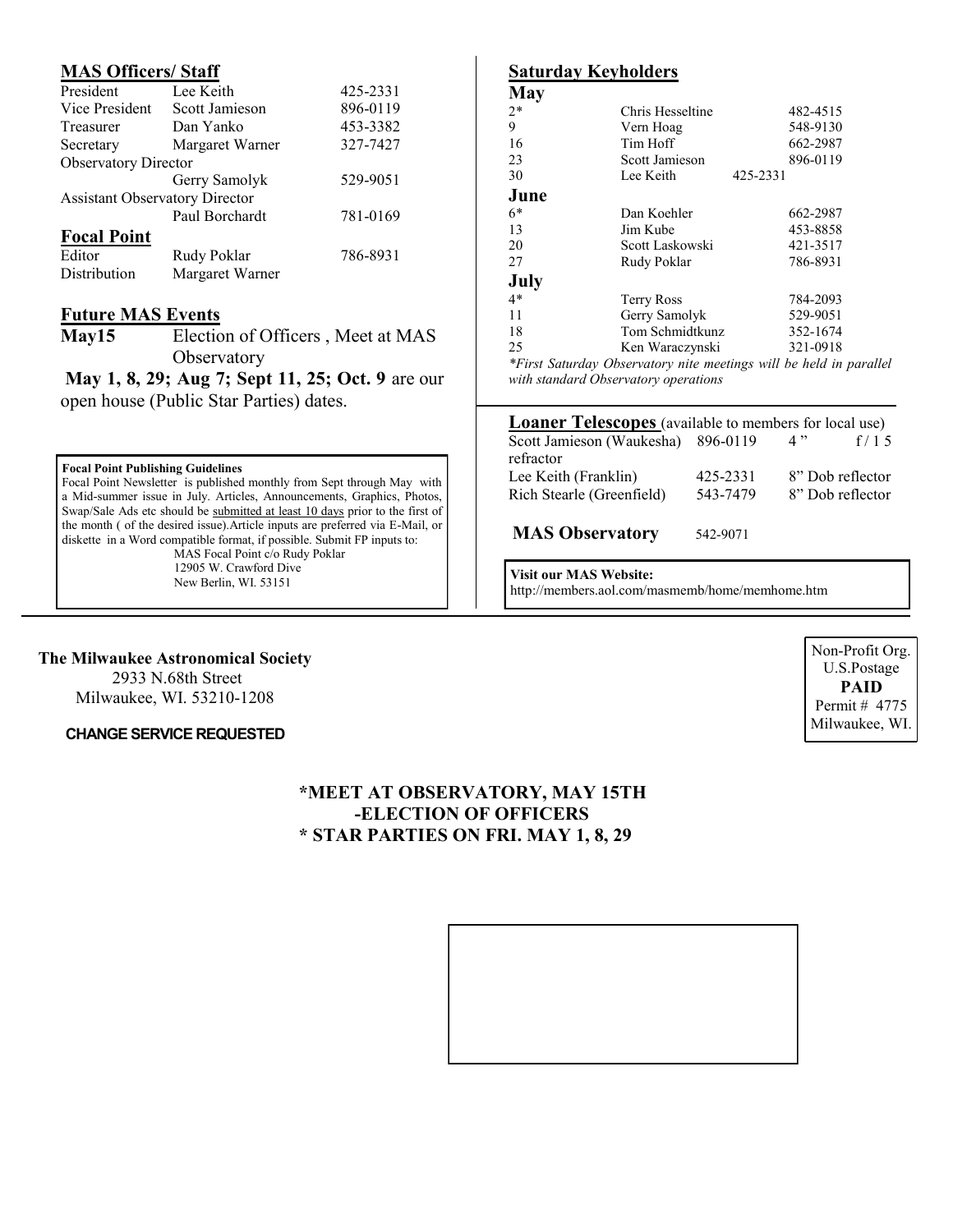## MAS Officers/ Staff

| | | |
|---|---|---|
| President | Lee Keith | 425-2331 |
| Vice President | Scott Jamieson | 896-0119 |
| Treasurer | Dan Yanko | 453-3382 |
| Secretary | Margaret Warner | 327-7427 |
| Observatory Director | Gerry Samolyk | 529-9051 |
| Assistant Observatory Director | Paul Borchardt | 781-0169 |

## Focal Point

| | | |
|---|---|---|
| Editor | Rudy Poklar | 786-8931 |
| Distribution | Margaret Warner | |

## Future MAS Events

**May15** Election of Officers , Meet at MAS Observatory

**May 1, 8, 29; Aug 7; Sept 11, 25; Oct. 9** are our open house (Public Star Parties) dates.

**Focal Point Publishing Guidelines**

Focal Point Newsletter is published monthly from Sept through May with a Mid-summer issue in July. Articles, Announcements, Graphics, Photos, Swap/Sale Ads etc should be submitted at least 10 days prior to the first of the month ( of the desired issue).Article inputs are preferred via E-Mail, or diskette in a Word compatible format, if possible. Submit FP inputs to:

MAS Focal Point c/o Rudy Poklar
12905 W. Crawford Dive
New Berlin, WI. 53151

## Saturday Keyholders

**May**

| | | |
|---|---|---|
| 2* | Chris Hesseltine | 482-4515 |
| 9 | Vern Hoag | 548-9130 |
| 16 | Tim Hoff | 662-2987 |
| 23 | Scott Jamieson | 896-0119 |
| 30 | Lee Keith | 425-2331 |

**June**

| | | |
|---|---|---|
| 6* | Dan Koehler | 662-2987 |
| 13 | Jim Kube | 453-8858 |
| 20 | Scott Laskowski | 421-3517 |
| 27 | Rudy Poklar | 786-8931 |

**July**

| | | |
|---|---|---|
| 4* | Terry Ross | 784-2093 |
| 11 | Gerry Samolyk | 529-9051 |
| 18 | Tom Schmidtkunz | 352-1674 |
| 25 | Ken Waraczynski | 321-0918 |

*\*First Saturday Observatory nite meetings will be held in parallel with standard Observatory operations*

**Loaner Telescopes** (available to members for local use)

| | | |
|---|---|---|
| Scott Jamieson (Waukesha) | 896-0119 | 4 " f / 1 5 refractor |
| Lee Keith (Franklin) | 425-2331 | 8" Dob reflector |
| Rich Stearle (Greenfield) | 543-7479 | 8" Dob reflector |

**MAS Observatory** 542-9071

**Visit our MAS Website:**
http://members.aol.com/masmemb/home/memhome.htm

**The Milwaukee Astronomical Society**
2933 N.68th Street
Milwaukee, WI. 53210-1208

**CHANGE SERVICE REQUESTED**

Non-Profit Org.
U.S.Postage
**PAID**
Permit # 4775
Milwaukee, WI.

**\*MEET AT OBSERVATORY, MAY 15TH**
**-ELECTION OF OFFICERS**
**\* STAR PARTIES ON FRI. MAY 1, 8, 29**